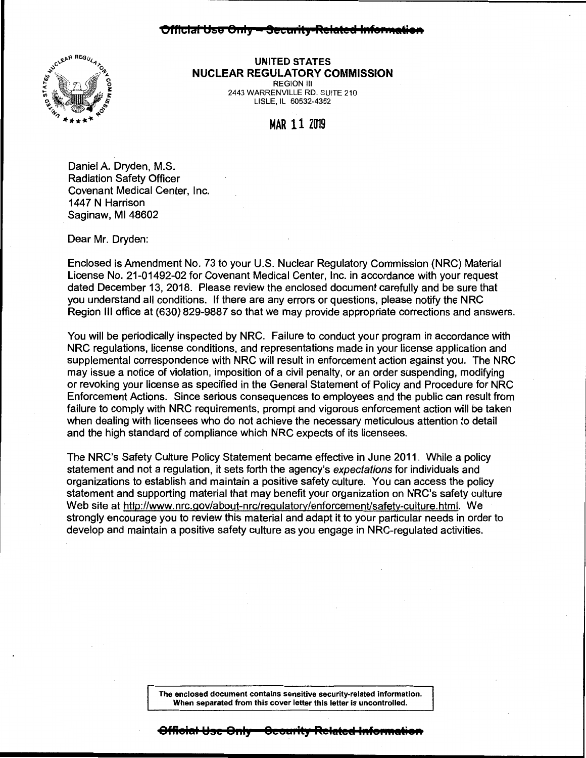~~Official Use Only – Security-Related Information~~

**UNITED STATES**
**NUCLEAR REGULATORY COMMISSION**
REGION III
2443 WARRENVILLE RD. SUITE 210
LISLE, IL 60532-4352

MAR 11 2019

Daniel A. Dryden, M.S.
Radiation Safety Officer
Covenant Medical Center, Inc.
1447 N Harrison
Saginaw, MI 48602

Dear Mr. Dryden:

Enclosed is Amendment No. 73 to your U.S. Nuclear Regulatory Commission (NRC) Material License No. 21-01492-02 for Covenant Medical Center, Inc. in accordance with your request dated December 13, 2018. Please review the enclosed document carefully and be sure that you understand all conditions. If there are any errors or questions, please notify the NRC Region III office at (630) 829-9887 so that we may provide appropriate corrections and answers.

You will be periodically inspected by NRC. Failure to conduct your program in accordance with NRC regulations, license conditions, and representations made in your license application and supplemental correspondence with NRC will result in enforcement action against you. The NRC may issue a notice of violation, imposition of a civil penalty, or an order suspending, modifying or revoking your license as specified in the General Statement of Policy and Procedure for NRC Enforcement Actions. Since serious consequences to employees and the public can result from failure to comply with NRC requirements, prompt and vigorous enforcement action will be taken when dealing with licensees who do not achieve the necessary meticulous attention to detail and the high standard of compliance which NRC expects of its licensees.

The NRC's Safety Culture Policy Statement became effective in June 2011. While a policy statement and not a regulation, it sets forth the agency's *expectations* for individuals and organizations to establish and maintain a positive safety culture. You can access the policy statement and supporting material that may benefit your organization on NRC's safety culture Web site at http://www.nrc.gov/about-nrc/regulatory/enforcement/safety-culture.html. We strongly encourage you to review this material and adapt it to your particular needs in order to develop and maintain a positive safety culture as you engage in NRC-regulated activities.

**The enclosed document contains sensitive security-related information. When separated from this cover letter this letter is uncontrolled.**

~~Official Use Only – Security-Related Information~~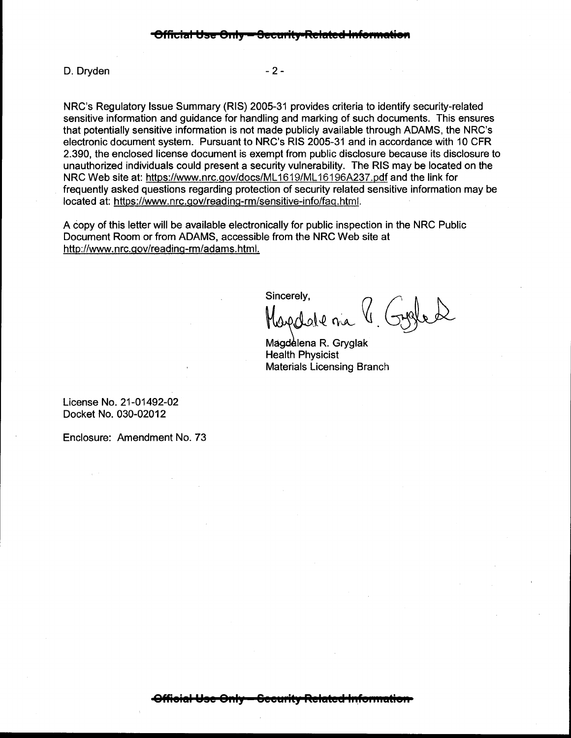NRC's Regulatory Issue Summary (RIS) 2005-31 provides criteria to identify security-related sensitive information and guidance for handling and marking of such documents. This ensures that potentially sensitive information is not made publicly available through ADAMS, the NRC's electronic document system. Pursuant to NRC's RIS 2005-31 and in accordance with 10 CFR 2.390, the enclosed license document is exempt from public disclosure because its disclosure to unauthorized individuals could present a security vulnerability. The RIS may be located on the NRC Web site at: https://www.nrc.gov/docs/ML1619/ML16196A237.pdf and the link for frequently asked questions regarding protection of security related sensitive information may be located at: https://www.nrc.gov/reading-rm/sensitive-info/faq.html.

A copy of this letter will be available electronically for public inspection in the NRC Public Document Room or from ADAMS, accessible from the NRC Web site at http://www.nrc.gov/reading-rm/adams.html.

Sincerely,

Magdalena R. Gryglak
Health Physicist
Materials Licensing Branch

License No. 21-01492-02
Docket No. 030-02012

Enclosure: Amendment No. 73